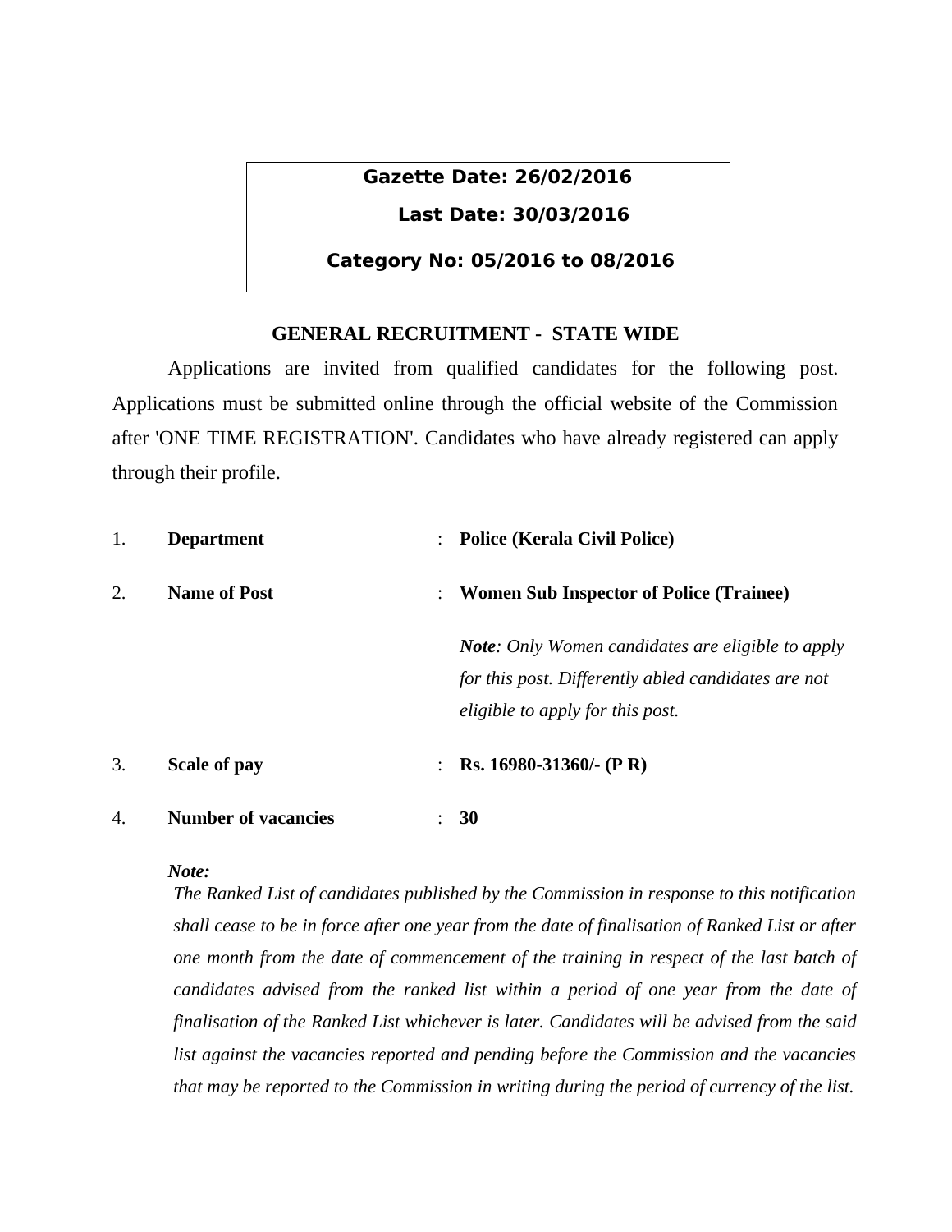**Gazette Date: 26/02/2016**

**Last Date: 30/03/2016**

**Category No: 05/2016 to 08/2016**

## GENERAL RECRUITMENT - STATE WIDE

Applications are invited from qualified candidates for the following post. Applications must be submitted online through the official website of the Commission after 'ONE TIME REGISTRATION'. Candidates who have already registered can apply through their profile.

1. **Department** : **Police (Kerala Civil Police)**

2. **Name of Post** : **Women Sub Inspector of Police (Trainee)**

   ***Note**: Only Women candidates are eligible to apply for this post. Differently abled candidates are not eligible to apply for this post.*

3. **Scale of pay** : **Rs. 16980-31360/- (P R)**

4. **Number of vacancies** : **30**

   ***Note:***
   *The Ranked List of candidates published by the Commission in response to this notification shall cease to be in force after one year from the date of finalisation of Ranked List or after one month from the date of commencement of the training in respect of the last batch of candidates advised from the ranked list within a period of one year from the date of finalisation of the Ranked List whichever is later. Candidates will be advised from the said list against the vacancies reported and pending before the Commission and the vacancies that may be reported to the Commission in writing during the period of currency of the list.*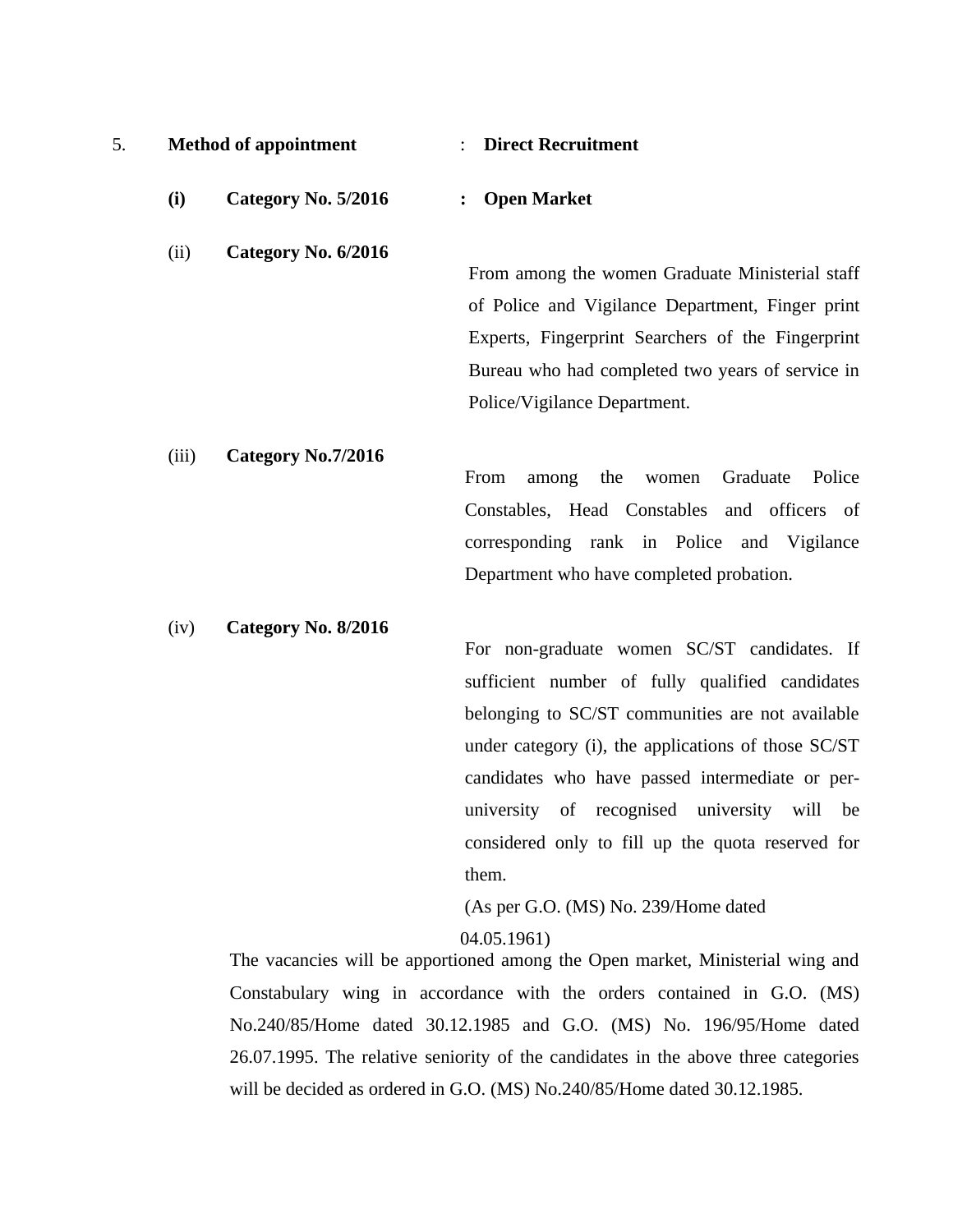5. **Method of appointment** : **Direct Recruitment**

**(i)** **Category No. 5/2016** **: Open Market**

(ii) **Category No. 6/2016**

From among the women Graduate Ministerial staff of Police and Vigilance Department, Finger print Experts, Fingerprint Searchers of the Fingerprint Bureau who had completed two years of service in Police/Vigilance Department.

(iii) **Category No.7/2016**

From among the women Graduate Police Constables, Head Constables and officers of corresponding rank in Police and Vigilance Department who have completed probation.

(iv) **Category No. 8/2016**

For non-graduate women SC/ST candidates. If sufficient number of fully qualified candidates belonging to SC/ST communities are not available under category (i), the applications of those SC/ST candidates who have passed intermediate or per-university of recognised university will be considered only to fill up the quota reserved for them.

(As per G.O. (MS) No. 239/Home dated 04.05.1961)

The vacancies will be apportioned among the Open market, Ministerial wing and Constabulary wing in accordance with the orders contained in G.O. (MS) No.240/85/Home dated 30.12.1985 and G.O. (MS) No. 196/95/Home dated 26.07.1995. The relative seniority of the candidates in the above three categories will be decided as ordered in G.O. (MS) No.240/85/Home dated 30.12.1985.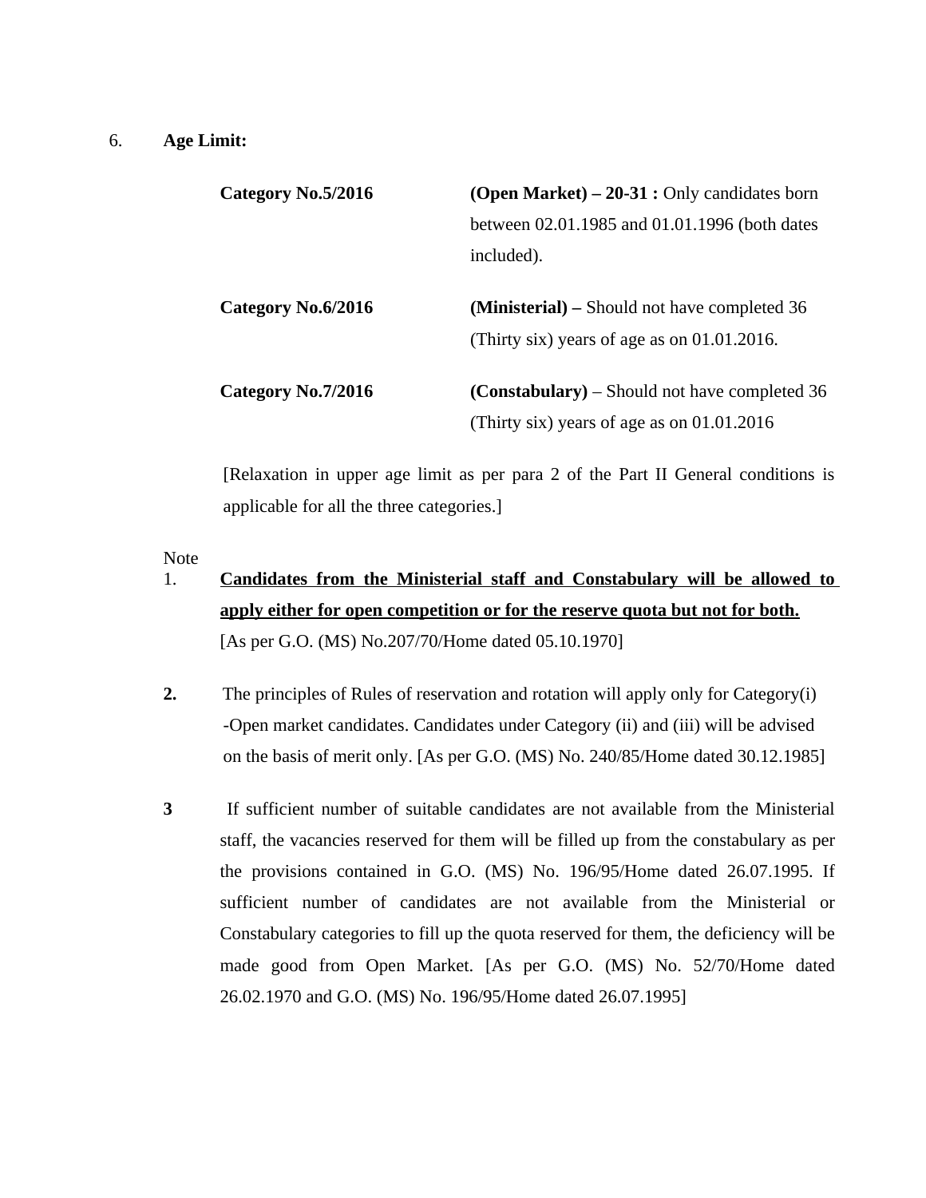6. **Age Limit:**

**Category No.5/2016** **(Open Market) – 20-31 :** Only candidates born between 02.01.1985 and 01.01.1996 (both dates included).

**Category No.6/2016** **(Ministerial) –** Should not have completed 36 (Thirty six) years of age as on 01.01.2016.

**Category No.7/2016** **(Constabulary)** – Should not have completed 36 (Thirty six) years of age as on 01.01.2016

[Relaxation in upper age limit as per para 2 of the Part II General conditions is applicable for all the three categories.]

Note

1. **<u>Candidates from the Ministerial staff and Constabulary will be allowed to apply either for open competition or for the reserve quota but not for both.</u>** [As per G.O. (MS) No.207/70/Home dated 05.10.1970]

**2.** The principles of Rules of reservation and rotation will apply only for Category(i) -Open market candidates. Candidates under Category (ii) and (iii) will be advised on the basis of merit only. [As per G.O. (MS) No. 240/85/Home dated 30.12.1985]

**3** If sufficient number of suitable candidates are not available from the Ministerial staff, the vacancies reserved for them will be filled up from the constabulary as per the provisions contained in G.O. (MS) No. 196/95/Home dated 26.07.1995. If sufficient number of candidates are not available from the Ministerial or Constabulary categories to fill up the quota reserved for them, the deficiency will be made good from Open Market. [As per G.O. (MS) No. 52/70/Home dated 26.02.1970 and G.O. (MS) No. 196/95/Home dated 26.07.1995]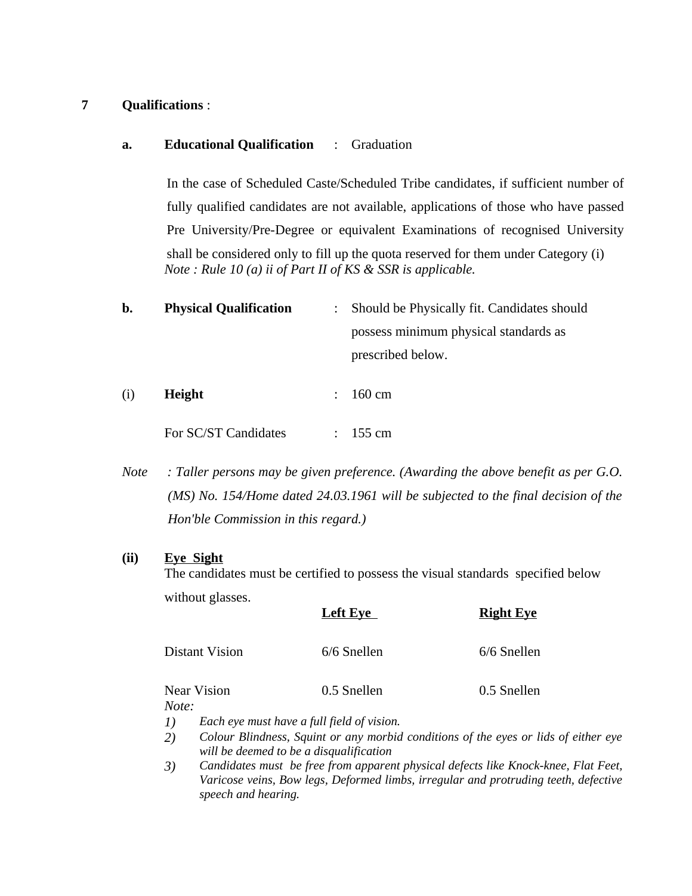**7 Qualifications** :

**a. Educational Qualification** : Graduation

In the case of Scheduled Caste/Scheduled Tribe candidates, if sufficient number of fully qualified candidates are not available, applications of those who have passed Pre University/Pre-Degree or equivalent Examinations of recognised University shall be considered only to fill up the quota reserved for them under Category (i)

*Note : Rule 10 (a) ii of Part II of KS & SSR is applicable.*

**b. Physical Qualification** : Should be Physically fit. Candidates should possess minimum physical standards as prescribed below.

(i) **Height** : 160 cm

For SC/ST Candidates : 155 cm

*Note : Taller persons may be given preference. (Awarding the above benefit as per G.O. (MS) No. 154/Home dated 24.03.1961 will be subjected to the final decision of the Hon'ble Commission in this regard.)*

**(ii) Eye Sight**

The candidates must be certified to possess the visual standards specified below without glasses.

| | Left Eye | Right Eye |
|---|---|---|
| Distant Vision | 6/6 Snellen | 6/6 Snellen |
| Near Vision | 0.5 Snellen | 0.5 Snellen |

*Note:*

1) *Each eye must have a full field of vision.*
2) *Colour Blindness, Squint or any morbid conditions of the eyes or lids of either eye will be deemed to be a disqualification*
3) *Candidates must be free from apparent physical defects like Knock-knee, Flat Feet, Varicose veins, Bow legs, Deformed limbs, irregular and protruding teeth, defective speech and hearing.*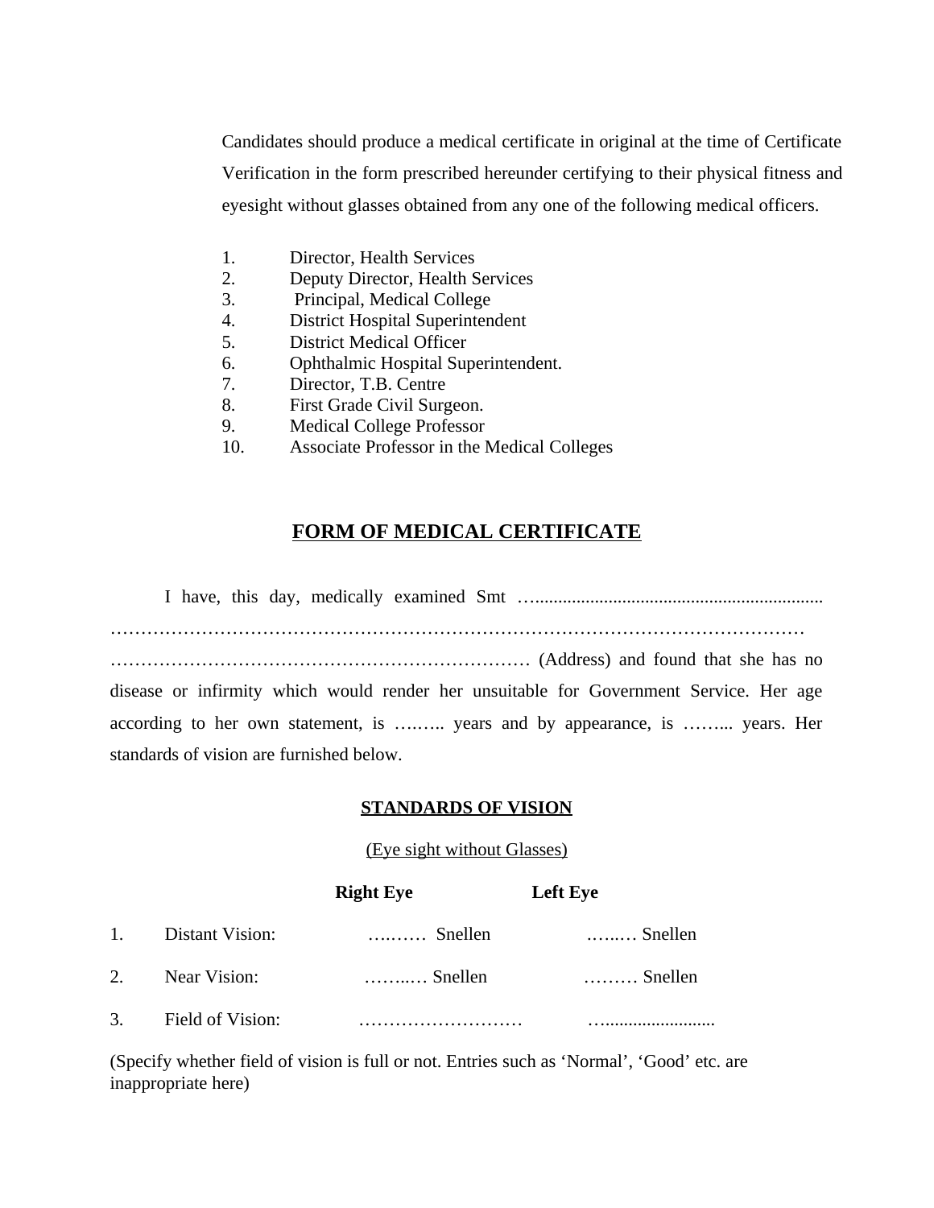Candidates should produce a medical certificate in original at the time of Certificate Verification in the form prescribed hereunder certifying to their physical fitness and eyesight without glasses obtained from any one of the following medical officers.

1. Director, Health Services
2. Deputy Director, Health Services
3. Principal, Medical College
4. District Hospital Superintendent
5. District Medical Officer
6. Ophthalmic Hospital Superintendent.
7. Director, T.B. Centre
8. First Grade Civil Surgeon.
9. Medical College Professor
10. Associate Professor in the Medical Colleges

## FORM OF MEDICAL CERTIFICATE

I have, this day, medically examined Smt …..............................................................
……………………………………………………………………………………………………
…………………………………………………………… (Address) and found that she has no disease or infirmity which would render her unsuitable for Government Service. Her age according to her own statement, is …….. years and by appearance, is ……... years. Her standards of vision are furnished below.

### STANDARDS OF VISION

(Eye sight without Glasses)

| | | Right Eye | Left Eye |
|---|---|---|---|
| 1. | Distant Vision: | ….…… Snellen | .…..… Snellen |
| 2. | Near Vision: | ……..… Snellen | ……… Snellen |
| 3. | Field of Vision: | ……………………… | ….…..................... |

(Specify whether field of vision is full or not. Entries such as 'Normal', 'Good' etc. are inappropriate here)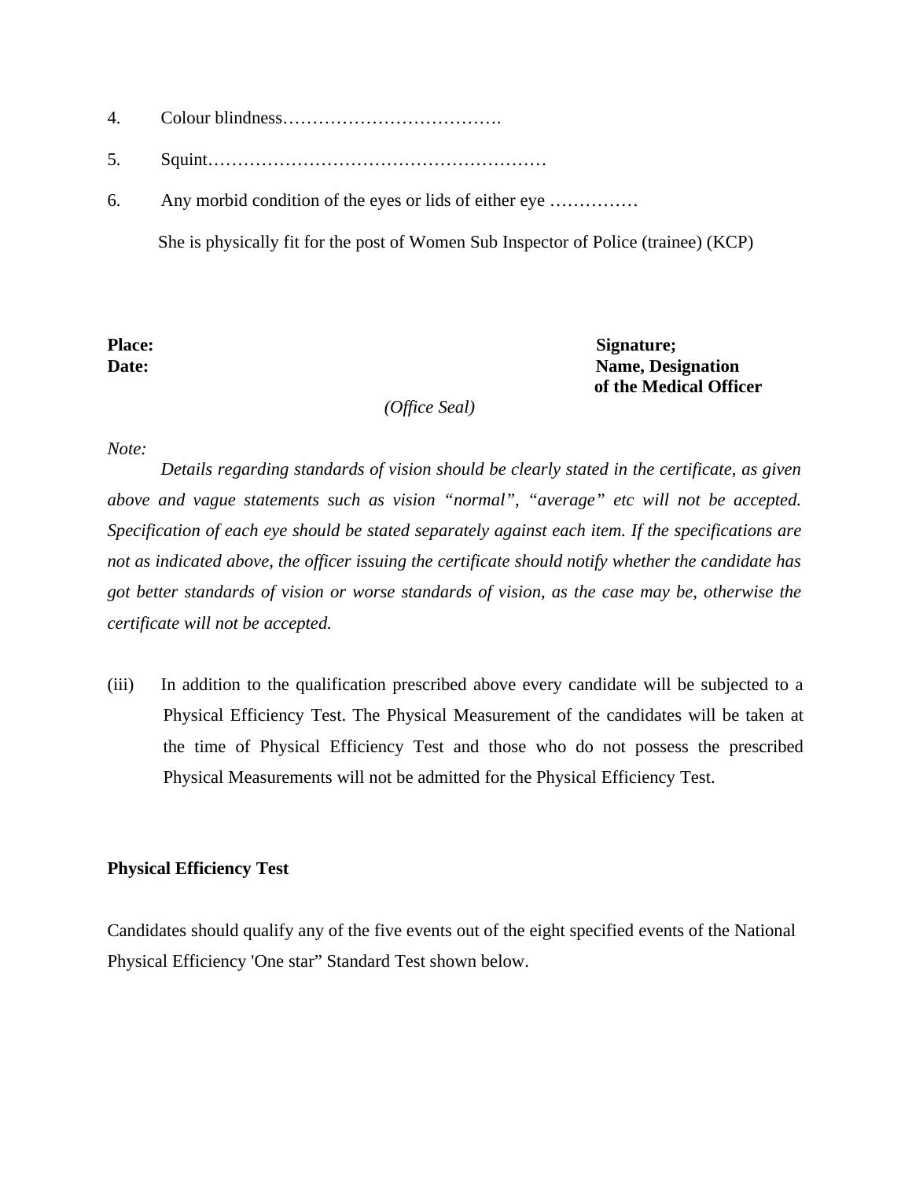4. Colour blindness……………………………….

5. Squint…………………………………………………

6. Any morbid condition of the eyes or lids of either eye ……………

She is physically fit for the post of Women Sub Inspector of Police (trainee) (KCP)

**Place:** **Signature;**

**Date:** **Name, Designation of the Medical Officer**

*(Office Seal)*

*Note:*

*Details regarding standards of vision should be clearly stated in the certificate, as given above and vague statements such as vision "normal", "average" etc will not be accepted. Specification of each eye should be stated separately against each item. If the specifications are not as indicated above, the officer issuing the certificate should notify whether the candidate has got better standards of vision or worse standards of vision, as the case may be, otherwise the certificate will not be accepted.*

(iii) In addition to the qualification prescribed above every candidate will be subjected to a Physical Efficiency Test. The Physical Measurement of the candidates will be taken at the time of Physical Efficiency Test and those who do not possess the prescribed Physical Measurements will not be admitted for the Physical Efficiency Test.

**Physical Efficiency Test**

Candidates should qualify any of the five events out of the eight specified events of the National Physical Efficiency 'One star" Standard Test shown below.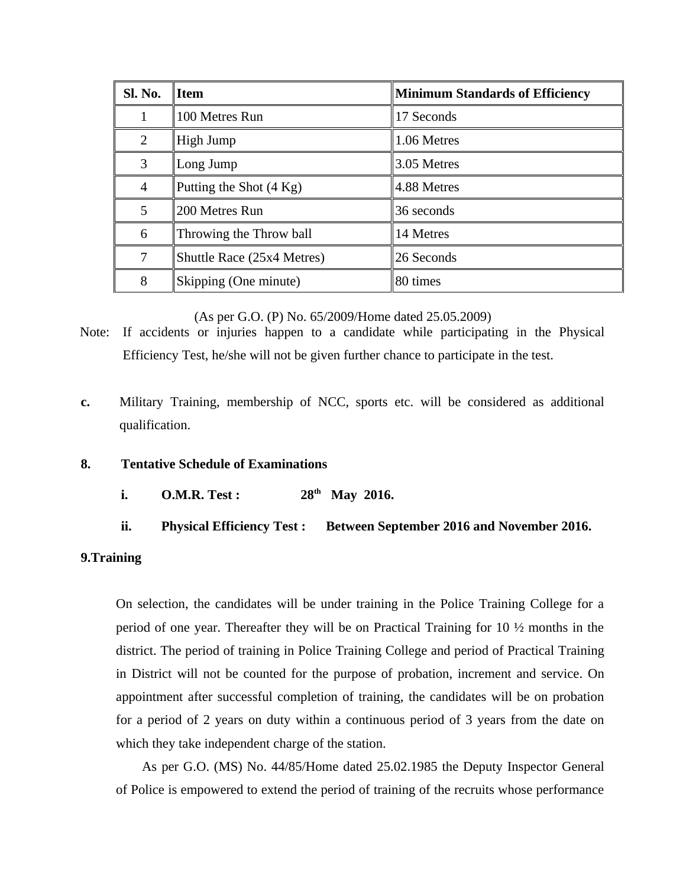| Sl. No. | Item | Minimum Standards of Efficiency |
|---|---|---|
| 1 | 100 Metres Run | 17 Seconds |
| 2 | High Jump | 1.06 Metres |
| 3 | Long Jump | 3.05 Metres |
| 4 | Putting the Shot (4 Kg) | 4.88 Metres |
| 5 | 200 Metres Run | 36 seconds |
| 6 | Throwing the Throw ball | 14 Metres |
| 7 | Shuttle Race (25x4 Metres) | 26 Seconds |
| 8 | Skipping (One minute) | 80 times |

(As per G.O. (P) No. 65/2009/Home dated 25.05.2009)

Note: If accidents or injuries happen to a candidate while participating in the Physical Efficiency Test, he/she will not be given further chance to participate in the test.

**c.** Military Training, membership of NCC, sports etc. will be considered as additional qualification.

**8. Tentative Schedule of Examinations**

**i. O.M.R. Test : 28th May 2016.**

**ii. Physical Efficiency Test : Between September 2016 and November 2016.**

**9.Training**

On selection, the candidates will be under training in the Police Training College for a period of one year. Thereafter they will be on Practical Training for 10 ½ months in the district. The period of training in Police Training College and period of Practical Training in District will not be counted for the purpose of probation, increment and service. On appointment after successful completion of training, the candidates will be on probation for a period of 2 years on duty within a continuous period of 3 years from the date on which they take independent charge of the station.

As per G.O. (MS) No. 44/85/Home dated 25.02.1985 the Deputy Inspector General of Police is empowered to extend the period of training of the recruits whose performance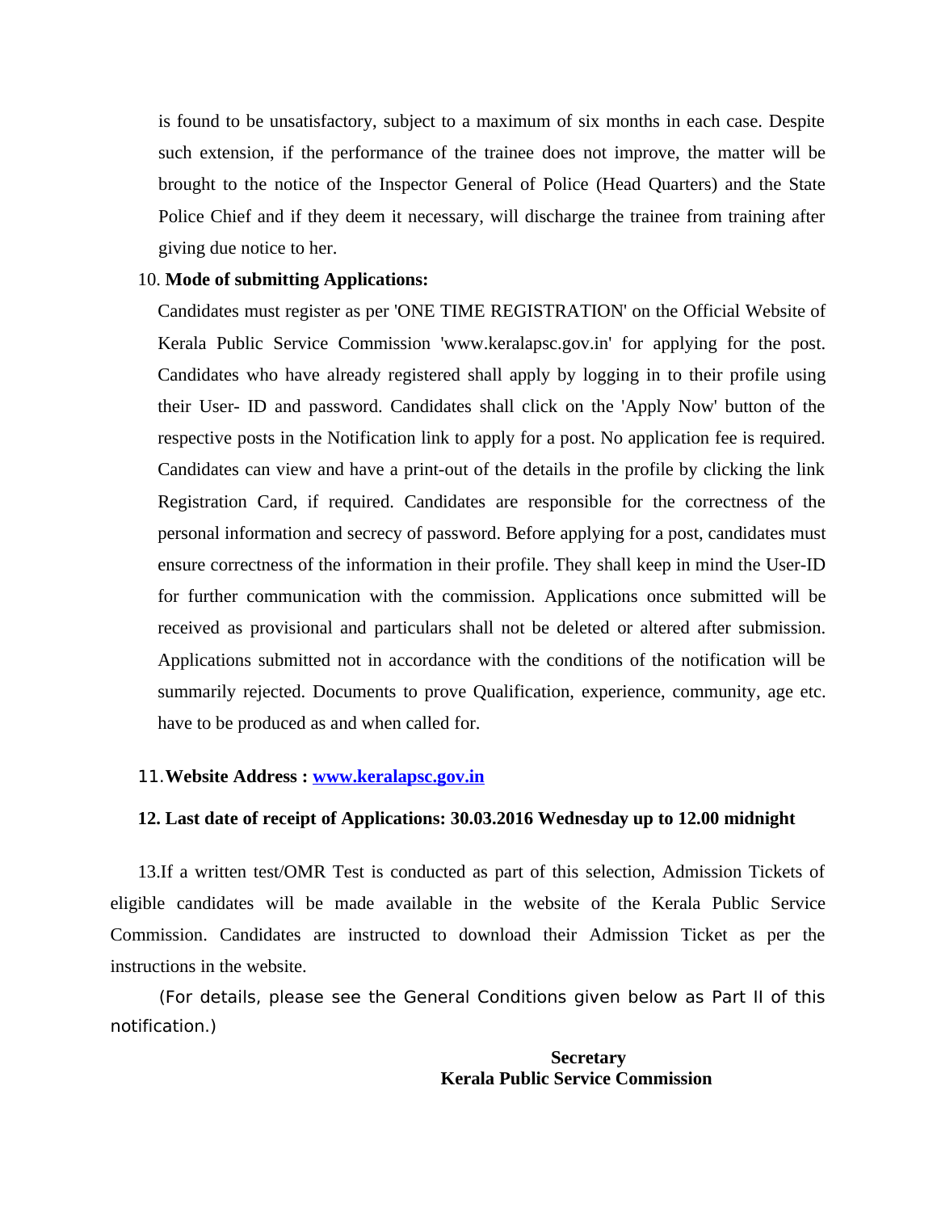is found to be unsatisfactory, subject to a maximum of six months in each case. Despite such extension, if the performance of the trainee does not improve, the matter will be brought to the notice of the Inspector General of Police (Head Quarters) and the State Police Chief and if they deem it necessary, will discharge the trainee from training after giving due notice to her.

10. **Mode of submitting Applications:**

Candidates must register as per 'ONE TIME REGISTRATION' on the Official Website of Kerala Public Service Commission 'www.keralapsc.gov.in' for applying for the post. Candidates who have already registered shall apply by logging in to their profile using their User- ID and password. Candidates shall click on the 'Apply Now' button of the respective posts in the Notification link to apply for a post. No application fee is required. Candidates can view and have a print-out of the details in the profile by clicking the link Registration Card, if required. Candidates are responsible for the correctness of the personal information and secrecy of password. Before applying for a post, candidates must ensure correctness of the information in their profile. They shall keep in mind the User-ID for further communication with the commission. Applications once submitted will be received as provisional and particulars shall not be deleted or altered after submission. Applications submitted not in accordance with the conditions of the notification will be summarily rejected. Documents to prove Qualification, experience, community, age etc. have to be produced as and when called for.

11. **Website Address : [www.keralapsc.gov.in](http://www.keralapsc.gov.in)**

12. **Last date of receipt of Applications: 30.03.2016 Wednesday up to 12.00 midnight**

13. If a written test/OMR Test is conducted as part of this selection, Admission Tickets of eligible candidates will be made available in the website of the Kerala Public Service Commission. Candidates are instructed to download their Admission Ticket as per the instructions in the website.

(For details, please see the General Conditions given below as Part II of this notification.)

**Secretary**
**Kerala Public Service Commission**